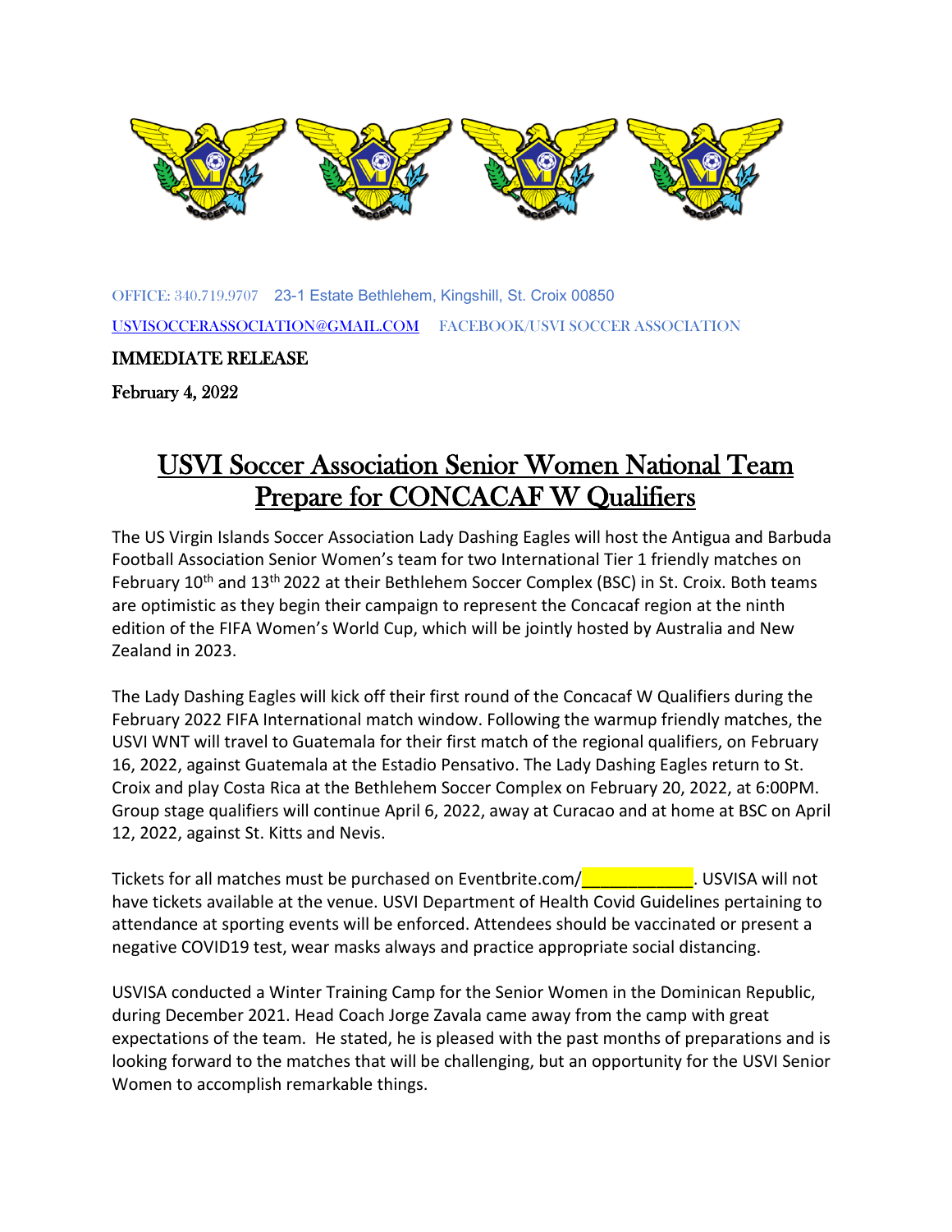OFFICE: 340.719.9707 23-1 Estate Bethlehem, Kingshill, St. Croix 00850

USVISOCCERASSOCIATION@GMAIL.COM FACEBOOK/USVI SOCCER ASSOCIATION

**IMMEDIATE RELEASE**

**February 4, 2022**

# USVI Soccer Association Senior Women National Team Prepare for CONCACAF W Qualifiers

The US Virgin Islands Soccer Association Lady Dashing Eagles will host the Antigua and Barbuda Football Association Senior Women's team for two International Tier 1 friendly matches on February 10th and 13th 2022 at their Bethlehem Soccer Complex (BSC) in St. Croix. Both teams are optimistic as they begin their campaign to represent the Concacaf region at the ninth edition of the FIFA Women's World Cup, which will be jointly hosted by Australia and New Zealand in 2023.

The Lady Dashing Eagles will kick off their first round of the Concacaf W Qualifiers during the February 2022 FIFA International match window. Following the warmup friendly matches, the USVI WNT will travel to Guatemala for their first match of the regional qualifiers, on February 16, 2022, against Guatemala at the Estadio Pensativo. The Lady Dashing Eagles return to St. Croix and play Costa Rica at the Bethlehem Soccer Complex on February 20, 2022, at 6:00PM. Group stage qualifiers will continue April 6, 2022, away at Curacao and at home at BSC on April 12, 2022, against St. Kitts and Nevis.

Tickets for all matches must be purchased on Eventbrite.com/____________. USVISA will not have tickets available at the venue. USVI Department of Health Covid Guidelines pertaining to attendance at sporting events will be enforced. Attendees should be vaccinated or present a negative COVID19 test, wear masks always and practice appropriate social distancing.

USVISA conducted a Winter Training Camp for the Senior Women in the Dominican Republic, during December 2021. Head Coach Jorge Zavala came away from the camp with great expectations of the team. He stated, he is pleased with the past months of preparations and is looking forward to the matches that will be challenging, but an opportunity for the USVI Senior Women to accomplish remarkable things.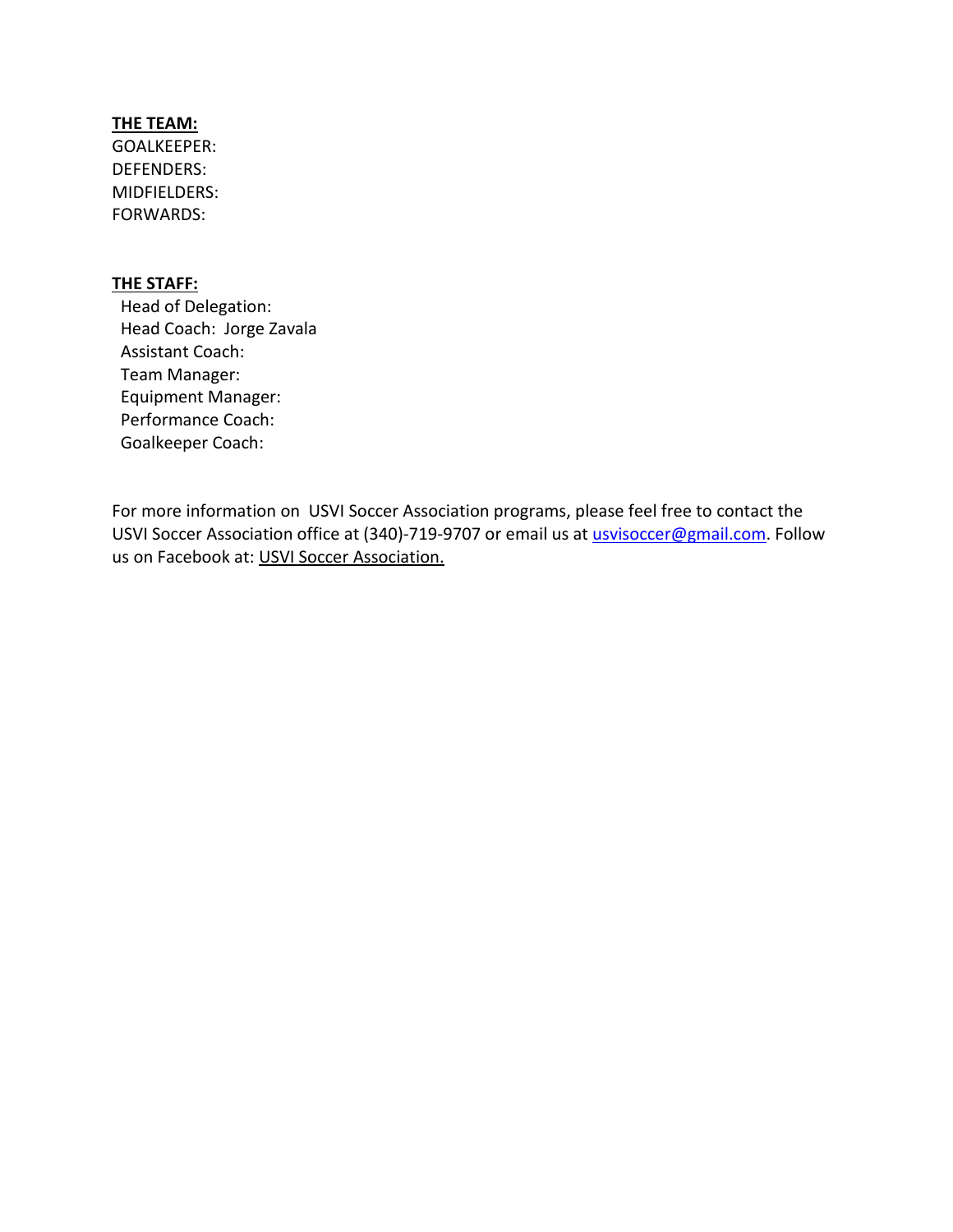**THE TEAM:**

GOALKEEPER:
DEFENDERS:
MIDFIELDERS:
FORWARDS:

**THE STAFF:**

Head of Delegation:
Head Coach: Jorge Zavala
Assistant Coach:
Team Manager:
Equipment Manager:
Performance Coach:
Goalkeeper Coach:

For more information on USVI Soccer Association programs, please feel free to contact the USVI Soccer Association office at (340)-719-9707 or email us at usvisoccer@gmail.com. Follow us on Facebook at: USVI Soccer Association.